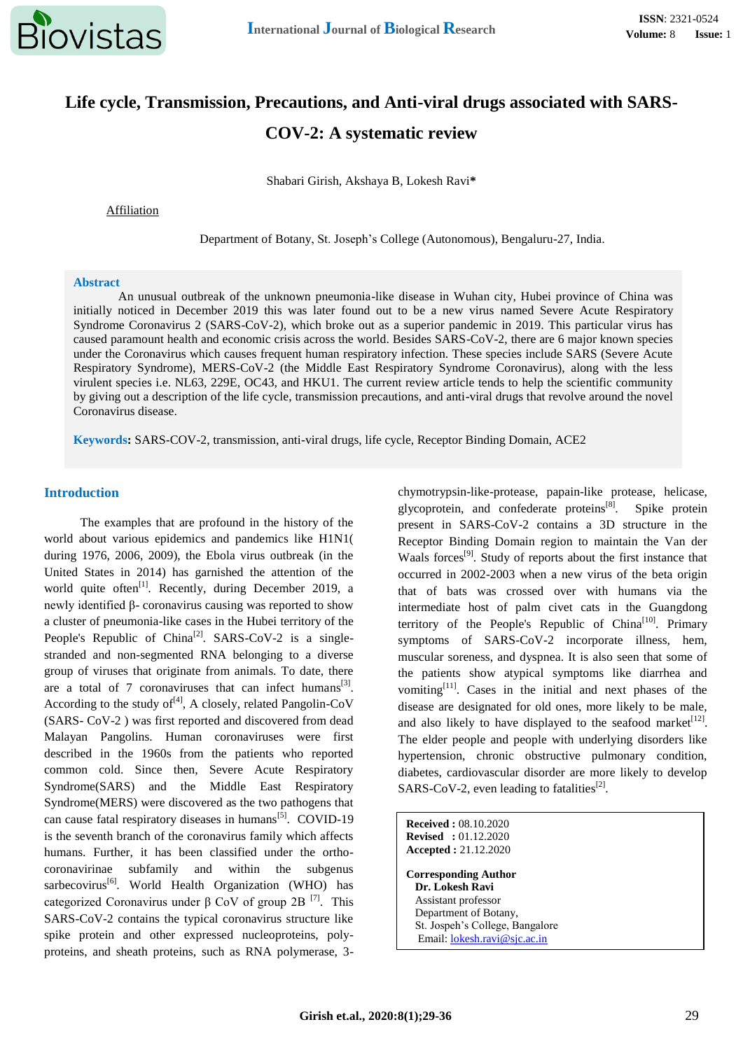# Life cycle, Transmission, Precautions, and Anti-viral drugs associated with SARS-COV-2: A systematic review

Shabari Girish, Akshaya B, Lokesh Ravi*

Affiliation

Department of Botany, St. Joseph's College (Autonomous), Bengaluru-27, India.

## Abstract

An unusual outbreak of the unknown pneumonia-like disease in Wuhan city, Hubei province of China was initially noticed in December 2019 this was later found out to be a new virus named Severe Acute Respiratory Syndrome Coronavirus 2 (SARS-CoV-2), which broke out as a superior pandemic in 2019. This particular virus has caused paramount health and economic crisis across the world. Besides SARS-CoV-2, there are 6 major known species under the Coronavirus which causes frequent human respiratory infection. These species include SARS (Severe Acute Respiratory Syndrome), MERS-CoV-2 (the Middle East Respiratory Syndrome Coronavirus), along with the less virulent species i.e. NL63, 229E, OC43, and HKU1. The current review article tends to help the scientific community by giving out a description of the life cycle, transmission precautions, and anti-viral drugs that revolve around the novel Coronavirus disease.

**Keywords:** SARS-COV-2, transmission, anti-viral drugs, life cycle, Receptor Binding Domain, ACE2

## Introduction

The examples that are profound in the history of the world about various epidemics and pandemics like H1N1( during 1976, 2006, 2009), the Ebola virus outbreak (in the United States in 2014) has garnished the attention of the world quite often[1]. Recently, during December 2019, a newly identified β- coronavirus causing was reported to show a cluster of pneumonia-like cases in the Hubei territory of the People's Republic of China[2]. SARS-CoV-2 is a single-stranded and non-segmented RNA belonging to a diverse group of viruses that originate from animals. To date, there are a total of 7 coronaviruses that can infect humans[3]. According to the study of[4], A closely, related Pangolin-CoV (SARS- CoV-2 ) was first reported and discovered from dead Malayan Pangolins. Human coronaviruses were first described in the 1960s from the patients who reported common cold. Since then, Severe Acute Respiratory Syndrome(SARS) and the Middle East Respiratory Syndrome(MERS) were discovered as the two pathogens that can cause fatal respiratory diseases in humans[5]. COVID-19 is the seventh branch of the coronavirus family which affects humans. Further, it has been classified under the ortho-coronavirinae subfamily and within the subgenus sarbecovirus[6]. World Health Organization (WHO) has categorized Coronavirus under β CoV of group 2B [7]. This SARS-CoV-2 contains the typical coronavirus structure like spike protein and other expressed nucleoproteins, poly-proteins, and sheath proteins, such as RNA polymerase, 3-chymotrypsin-like-protease, papain-like protease, helicase, glycoprotein, and confederate proteins[8]. Spike protein present in SARS-CoV-2 contains a 3D structure in the Receptor Binding Domain region to maintain the Van der Waals forces[9]. Study of reports about the first instance that occurred in 2002-2003 when a new virus of the beta origin that of bats was crossed over with humans via the intermediate host of palm civet cats in the Guangdong territory of the People's Republic of China[10]. Primary symptoms of SARS-CoV-2 incorporate illness, hem, muscular soreness, and dyspnea. It is also seen that some of the patients show atypical symptoms like diarrhea and vomiting[11]. Cases in the initial and next phases of the disease are designated for old ones, more likely to be male, and also likely to have displayed to the seafood market[12]. The elder people and people with underlying disorders like hypertension, chronic obstructive pulmonary condition, diabetes, cardiovascular disorder are more likely to develop SARS-CoV-2, even leading to fatalities[2].

**Received :** 08.10.2020
**Revised :** 01.12.2020
**Accepted :** 21.12.2020

**Corresponding Author**
**Dr. Lokesh Ravi**
Assistant professor
Department of Botany,
St. Jospeh's College, Bangalore
Email: lokesh.ravi@sjc.ac.in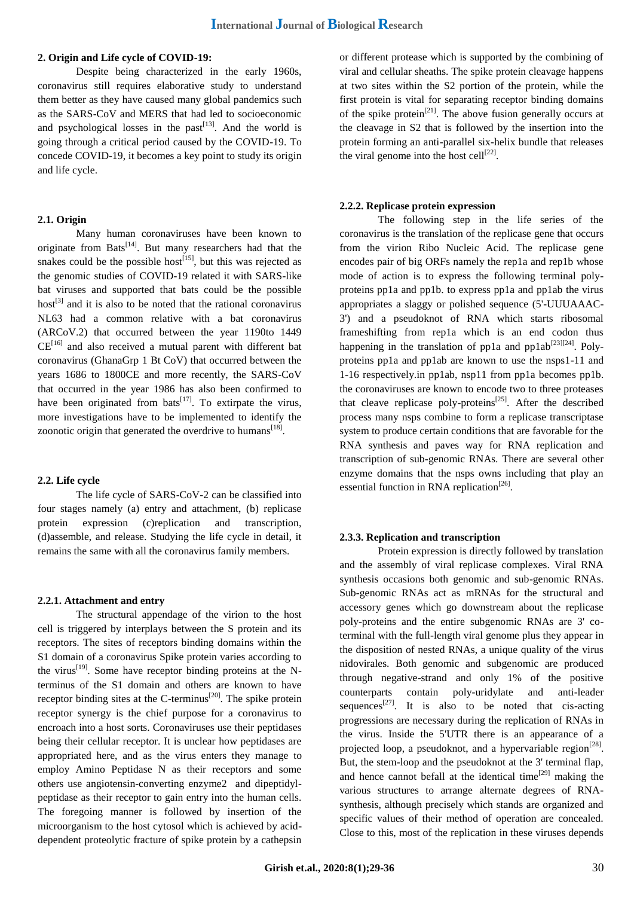### 2. Origin and Life cycle of COVID-19:

Despite being characterized in the early 1960s, coronavirus still requires elaborative study to understand them better as they have caused many global pandemics such as the SARS-CoV and MERS that had led to socioeconomic and psychological losses in the past[13]. And the world is going through a critical period caused by the COVID-19. To concede COVID-19, it becomes a key point to study its origin and life cycle.

### 2.1. Origin

Many human coronaviruses have been known to originate from Bats[14]. But many researchers had that the snakes could be the possible host[15], but this was rejected as the genomic studies of COVID-19 related it with SARS-like bat viruses and supported that bats could be the possible host[3] and it is also to be noted that the rational coronavirus NL63 had a common relative with a bat coronavirus (ARCoV.2) that occurred between the year 1190to 1449 CE[16] and also received a mutual parent with different bat coronavirus (GhanaGrp 1 Bt CoV) that occurred between the years 1686 to 1800CE and more recently, the SARS-CoV that occurred in the year 1986 has also been confirmed to have been originated from bats[17]. To extirpate the virus, more investigations have to be implemented to identify the zoonotic origin that generated the overdrive to humans[18].

### 2.2. Life cycle

The life cycle of SARS-CoV-2 can be classified into four stages namely (a) entry and attachment, (b) replicase protein expression (c)replication and transcription, (d)assemble, and release. Studying the life cycle in detail, it remains the same with all the coronavirus family members.

#### 2.2.1. Attachment and entry

The structural appendage of the virion to the host cell is triggered by interplays between the S protein and its receptors. The sites of receptors binding domains within the S1 domain of a coronavirus Spike protein varies according to the virus[19]. Some have receptor binding proteins at the N-terminus of the S1 domain and others are known to have receptor binding sites at the C-terminus[20]. The spike protein receptor synergy is the chief purpose for a coronavirus to encroach into a host sorts. Coronaviruses use their peptidases being their cellular receptor. It is unclear how peptidases are appropriated here, and as the virus enters they manage to employ Amino Peptidase N as their receptors and some others use angiotensin-converting enzyme2 and dipeptidyl-peptidase as their receptor to gain entry into the human cells. The foregoing manner is followed by insertion of the microorganism to the host cytosol which is achieved by acid-dependent proteolytic fracture of spike protein by a cathepsin or different protease which is supported by the combining of viral and cellular sheaths. The spike protein cleavage happens at two sites within the S2 portion of the protein, while the first protein is vital for separating receptor binding domains of the spike protein[21]. The above fusion generally occurs at the cleavage in S2 that is followed by the insertion into the protein forming an anti-parallel six-helix bundle that releases the viral genome into the host cell[22].

#### 2.2.2. Replicase protein expression

The following step in the life series of the coronavirus is the translation of the replicase gene that occurs from the virion Ribo Nucleic Acid. The replicase gene encodes pair of big ORFs namely the rep1a and rep1b whose mode of action is to express the following terminal poly-proteins pp1a and pp1b. to express pp1a and pp1ab the virus appropriates a slaggy or polished sequence (5'-UUUAAAC-3') and a pseudoknot of RNA which starts ribosomal frameshifting from rep1a which is an end codon thus happening in the translation of pp1a and pp1ab[23][24]. Poly-proteins pp1a and pp1ab are known to use the nsps1-11 and 1-16 respectively.in pp1ab, nsp11 from pp1a becomes pp1b. the coronaviruses are known to encode two to three proteases that cleave replicase poly-proteins[25]. After the described process many nsps combine to form a replicase transcriptase system to produce certain conditions that are favorable for the RNA synthesis and paves way for RNA replication and transcription of sub-genomic RNAs. There are several other enzyme domains that the nsps owns including that play an essential function in RNA replication[26].

#### 2.3.3. Replication and transcription

Protein expression is directly followed by translation and the assembly of viral replicase complexes. Viral RNA synthesis occasions both genomic and sub-genomic RNAs. Sub-genomic RNAs act as mRNAs for the structural and accessory genes which go downstream about the replicase poly-proteins and the entire subgenomic RNAs are 3' co-terminal with the full-length viral genome plus they appear in the disposition of nested RNAs, a unique quality of the virus nidovirales. Both genomic and subgenomic are produced through negative-strand and only 1% of the positive counterparts contain poly-uridylate and anti-leader sequences[27]. It is also to be noted that cis-acting progressions are necessary during the replication of RNAs in the virus. Inside the 5'UTR there is an appearance of a projected loop, a pseudoknot, and a hypervariable region[28]. But, the stem-loop and the pseudoknot at the 3' terminal flap, and hence cannot befall at the identical time[29] making the various structures to arrange alternate degrees of RNA-synthesis, although precisely which stands are organized and specific values of their method of operation are concealed. Close to this, most of the replication in these viruses depends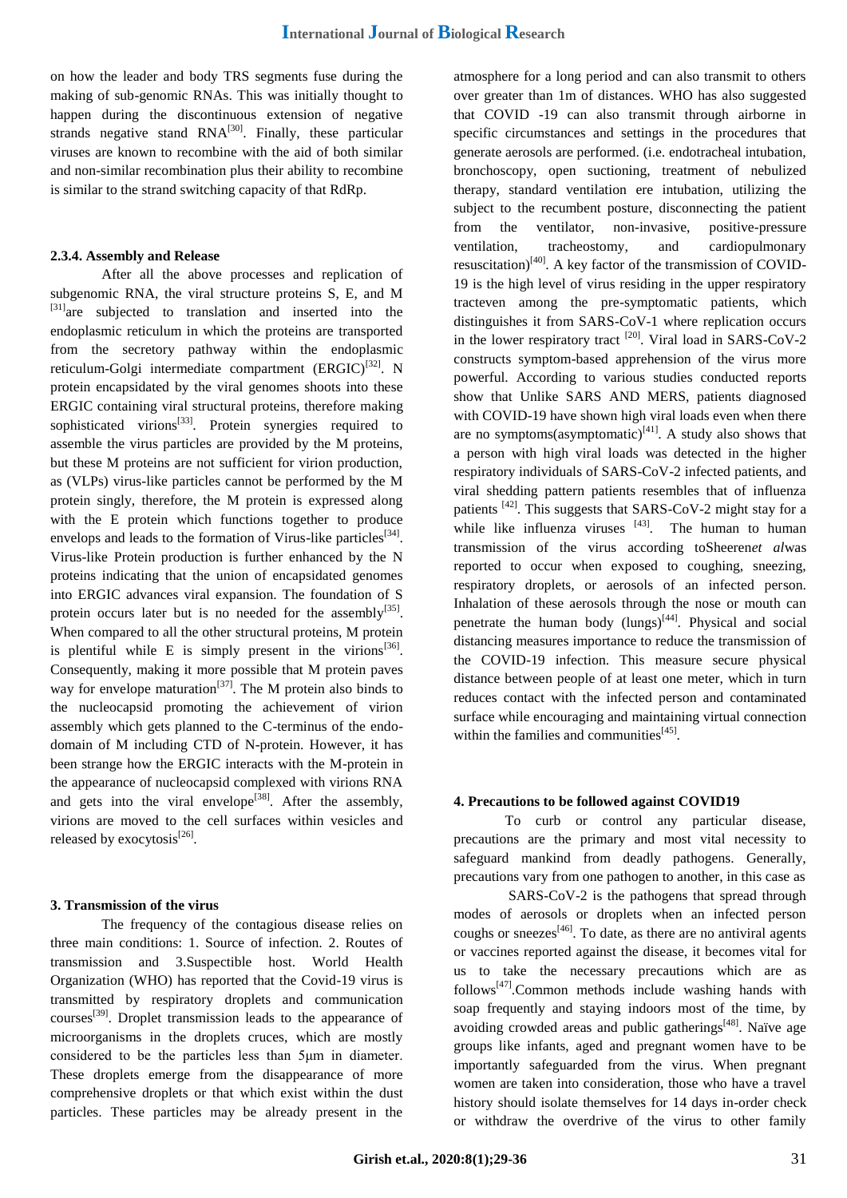on how the leader and body TRS segments fuse during the making of sub-genomic RNAs. This was initially thought to happen during the discontinuous extension of negative strands negative stand RNA[30]. Finally, these particular viruses are known to recombine with the aid of both similar and non-similar recombination plus their ability to recombine is similar to the strand switching capacity of that RdRp.

### 2.3.4. Assembly and Release

After all the above processes and replication of subgenomic RNA, the viral structure proteins S, E, and M [31]are subjected to translation and inserted into the endoplasmic reticulum in which the proteins are transported from the secretory pathway within the endoplasmic reticulum-Golgi intermediate compartment (ERGIC)[32]. N protein encapsidated by the viral genomes shoots into these ERGIC containing viral structural proteins, therefore making sophisticated virions[33]. Protein synergies required to assemble the virus particles are provided by the M proteins, but these M proteins are not sufficient for virion production, as (VLPs) virus-like particles cannot be performed by the M protein singly, therefore, the M protein is expressed along with the E protein which functions together to produce envelops and leads to the formation of Virus-like particles[34]. Virus-like Protein production is further enhanced by the N proteins indicating that the union of encapsidated genomes into ERGIC advances viral expansion. The foundation of S protein occurs later but is no needed for the assembly[35]. When compared to all the other structural proteins, M protein is plentiful while E is simply present in the virions[36]. Consequently, making it more possible that M protein paves way for envelope maturation[37]. The M protein also binds to the nucleocapsid promoting the achievement of virion assembly which gets planned to the C-terminus of the endo-domain of M including CTD of N-protein. However, it has been strange how the ERGIC interacts with the M-protein in the appearance of nucleocapsid complexed with virions RNA and gets into the viral envelope[38]. After the assembly, virions are moved to the cell surfaces within vesicles and released by exocytosis[26].

## 3. Transmission of the virus

The frequency of the contagious disease relies on three main conditions: 1. Source of infection. 2. Routes of transmission and 3.Suspectible host. World Health Organization (WHO) has reported that the Covid-19 virus is transmitted by respiratory droplets and communication courses[39]. Droplet transmission leads to the appearance of microorganisms in the droplets cruces, which are mostly considered to be the particles less than 5µm in diameter. These droplets emerge from the disappearance of more comprehensive droplets or that which exist within the dust particles. These particles may be already present in the atmosphere for a long period and can also transmit to others over greater than 1m of distances. WHO has also suggested that COVID -19 can also transmit through airborne in specific circumstances and settings in the procedures that generate aerosols are performed. (i.e. endotracheal intubation, bronchoscopy, open suctioning, treatment of nebulized therapy, standard ventilation ere intubation, utilizing the subject to the recumbent posture, disconnecting the patient from the ventilator, non-invasive, positive-pressure ventilation, tracheostomy, and cardiopulmonary resuscitation)[40]. A key factor of the transmission of COVID-19 is the high level of virus residing in the upper respiratory tracteven among the pre-symptomatic patients, which distinguishes it from SARS-CoV-1 where replication occurs in the lower respiratory tract [20]. Viral load in SARS-CoV-2 constructs symptom-based apprehension of the virus more powerful. According to various studies conducted reports show that Unlike SARS AND MERS, patients diagnosed with COVID-19 have shown high viral loads even when there are no symptoms(asymptomatic)[41]. A study also shows that a person with high viral loads was detected in the higher respiratory individuals of SARS-CoV-2 infected patients, and viral shedding pattern patients resembles that of influenza patients [42]. This suggests that SARS-CoV-2 might stay for a while like influenza viruses [43]. The human to human transmission of the virus according toSheeren*et al*was reported to occur when exposed to coughing, sneezing, respiratory droplets, or aerosols of an infected person. Inhalation of these aerosols through the nose or mouth can penetrate the human body (lungs)[44]. Physical and social distancing measures importance to reduce the transmission of the COVID-19 infection. This measure secure physical distance between people of at least one meter, which in turn reduces contact with the infected person and contaminated surface while encouraging and maintaining virtual connection within the families and communities[45].

## 4. Precautions to be followed against COVID19

To curb or control any particular disease, precautions are the primary and most vital necessity to safeguard mankind from deadly pathogens. Generally, precautions vary from one pathogen to another, in this case as

SARS-CoV-2 is the pathogens that spread through modes of aerosols or droplets when an infected person coughs or sneezes[46]. To date, as there are no antiviral agents or vaccines reported against the disease, it becomes vital for us to take the necessary precautions which are as follows[47].Common methods include washing hands with soap frequently and staying indoors most of the time, by avoiding crowded areas and public gatherings[48]. Naïve age groups like infants, aged and pregnant women have to be importantly safeguarded from the virus. When pregnant women are taken into consideration, those who have a travel history should isolate themselves for 14 days in-order check or withdraw the overdrive of the virus to other family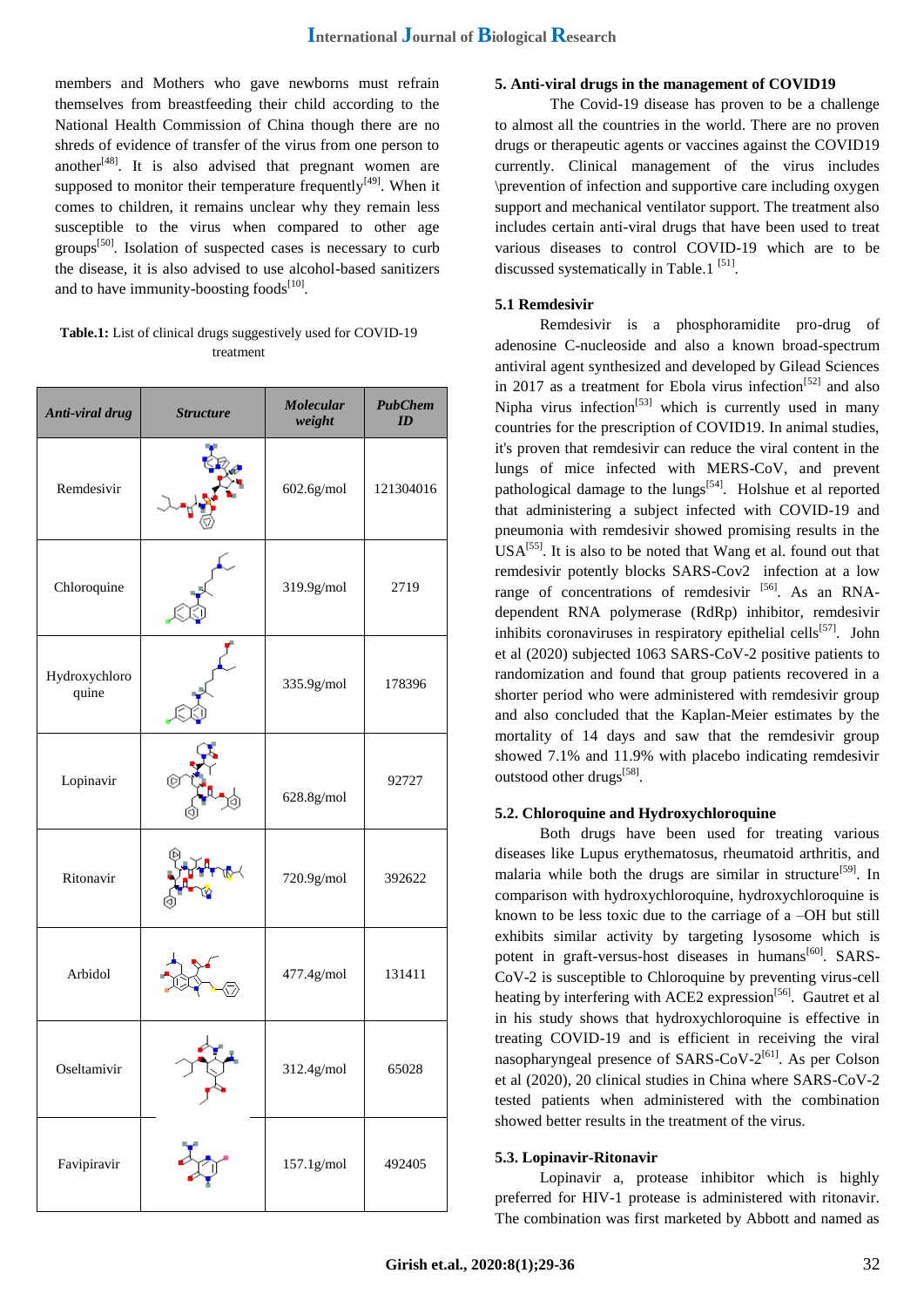members and Mothers who gave newborns must refrain themselves from breastfeeding their child according to the National Health Commission of China though there are no shreds of evidence of transfer of the virus from one person to another[48]. It is also advised that pregnant women are supposed to monitor their temperature frequently[49]. When it comes to children, it remains unclear why they remain less susceptible to the virus when compared to other age groups[50]. Isolation of suspected cases is necessary to curb the disease, it is also advised to use alcohol-based sanitizers and to have immunity-boosting foods[10].

**Table.1:** List of clinical drugs suggestively used for COVID-19 treatment

| *Anti-viral drug* | *Structure* | *Molecular weight* | *PubChem ID* |
|---|---|---|---|
| Remdesivir | | 602.6g/mol | 121304016 |
| Chloroquine | | 319.9g/mol | 2719 |
| Hydroxychloroquine | | 335.9g/mol | 178396 |
| Lopinavir | | 628.8g/mol | 92727 |
| Ritonavir | | 720.9g/mol | 392622 |
| Arbidol | | 477.4g/mol | 131411 |
| Oseltamivir | | 312.4g/mol | 65028 |
| Favipiravir | | 157.1g/mol | 492405 |

### 5. Anti-viral drugs in the management of COVID19

The Covid-19 disease has proven to be a challenge to almost all the countries in the world. There are no proven drugs or therapeutic agents or vaccines against the COVID19 currently. Clinical management of the virus includes \prevention of infection and supportive care including oxygen support and mechanical ventilator support. The treatment also includes certain anti-viral drugs that have been used to treat various diseases to control COVID-19 which are to be discussed systematically in Table.1 [51].

### 5.1 Remdesivir

Remdesivir is a phosphoramidite pro-drug of adenosine C-nucleoside and also a known broad-spectrum antiviral agent synthesized and developed by Gilead Sciences in 2017 as a treatment for Ebola virus infection[52] and also Nipha virus infection[53] which is currently used in many countries for the prescription of COVID19. In animal studies, it's proven that remdesivir can reduce the viral content in the lungs of mice infected with MERS-CoV, and prevent pathological damage to the lungs[54]. Holshue et al reported that administering a subject infected with COVID-19 and pneumonia with remdesivir showed promising results in the USA[55]. It is also to be noted that Wang et al. found out that remdesivir potently blocks SARS-Cov2 infection at a low range of concentrations of remdesivir [56]. As an RNA-dependent RNA polymerase (RdRp) inhibitor, remdesivir inhibits coronaviruses in respiratory epithelial cells[57]. John et al (2020) subjected 1063 SARS-CoV-2 positive patients to randomization and found that group patients recovered in a shorter period who were administered with remdesivir group and also concluded that the Kaplan-Meier estimates by the mortality of 14 days and saw that the remdesivir group showed 7.1% and 11.9% with placebo indicating remdesivir outstood other drugs[58].

### 5.2. Chloroquine and Hydroxychloroquine

Both drugs have been used for treating various diseases like Lupus erythematosus, rheumatoid arthritis, and malaria while both the drugs are similar in structure[59]. In comparison with hydroxychloroquine, hydroxychloroquine is known to be less toxic due to the carriage of a –OH but still exhibits similar activity by targeting lysosome which is potent in graft-versus-host diseases in humans[60]. SARS-CoV-2 is susceptible to Chloroquine by preventing virus-cell heating by interfering with ACE2 expression[56]. Gautret et al in his study shows that hydroxychloroquine is effective in treating COVID-19 and is efficient in receiving the viral nasopharyngeal presence of SARS-CoV-2[61]. As per Colson et al (2020), 20 clinical studies in China where SARS-CoV-2 tested patients when administered with the combination showed better results in the treatment of the virus.

### 5.3. Lopinavir-Ritonavir

Lopinavir a, protease inhibitor which is highly preferred for HIV-1 protease is administered with ritonavir. The combination was first marketed by Abbott and named as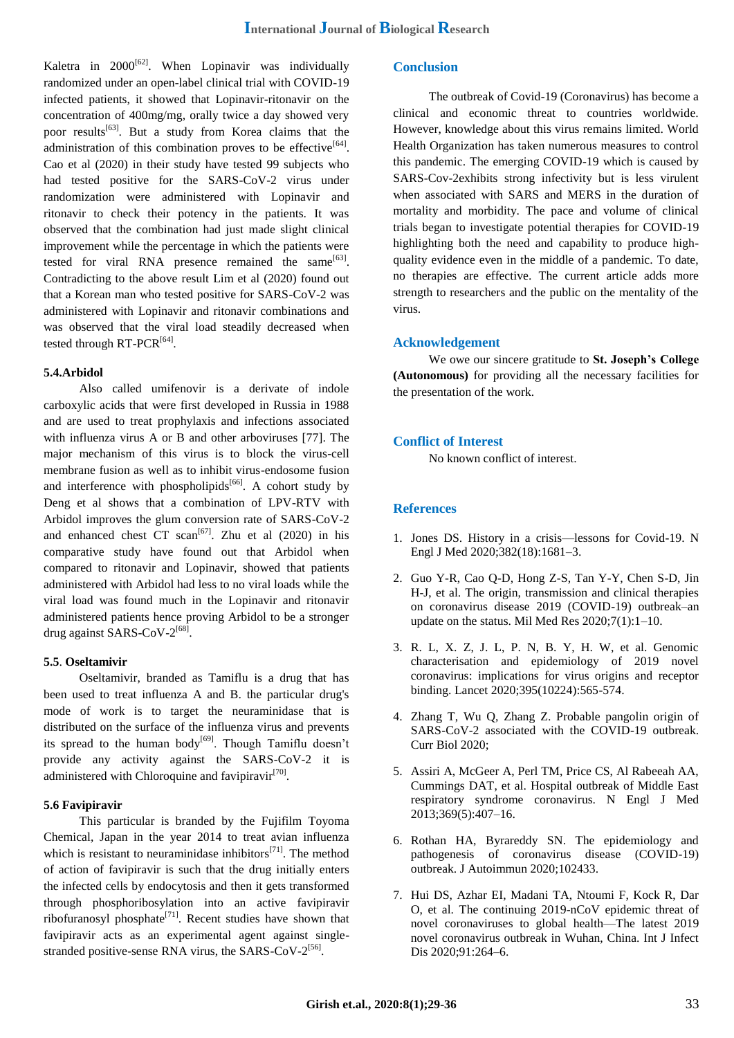Kaletra in 2000[62]. When Lopinavir was individually randomized under an open-label clinical trial with COVID-19 infected patients, it showed that Lopinavir-ritonavir on the concentration of 400mg/mg, orally twice a day showed very poor results[63]. But a study from Korea claims that the administration of this combination proves to be effective[64]. Cao et al (2020) in their study have tested 99 subjects who had tested positive for the SARS-CoV-2 virus under randomization were administered with Lopinavir and ritonavir to check their potency in the patients. It was observed that the combination had just made slight clinical improvement while the percentage in which the patients were tested for viral RNA presence remained the same[63]. Contradicting to the above result Lim et al (2020) found out that a Korean man who tested positive for SARS-CoV-2 was administered with Lopinavir and ritonavir combinations and was observed that the viral load steadily decreased when tested through RT-PCR[64].

#### 5.4.Arbidol

Also called umifenovir is a derivate of indole carboxylic acids that were first developed in Russia in 1988 and are used to treat prophylaxis and infections associated with influenza virus A or B and other arboviruses [77]. The major mechanism of this virus is to block the virus-cell membrane fusion as well as to inhibit virus-endosome fusion and interference with phospholipids[66]. A cohort study by Deng et al shows that a combination of LPV-RTV with Arbidol improves the glum conversion rate of SARS-CoV-2 and enhanced chest CT scan[67]. Zhu et al (2020) in his comparative study have found out that Arbidol when compared to ritonavir and Lopinavir, showed that patients administered with Arbidol had less to no viral loads while the viral load was found much in the Lopinavir and ritonavir administered patients hence proving Arbidol to be a stronger drug against SARS-CoV-2[68].

#### 5.5. Oseltamivir

Oseltamivir, branded as Tamiflu is a drug that has been used to treat influenza A and B. the particular drug's mode of work is to target the neuraminidase that is distributed on the surface of the influenza virus and prevents its spread to the human body[69]. Though Tamiflu doesn't provide any activity against the SARS-CoV-2 it is administered with Chloroquine and favipiravir[70].

#### 5.6 Favipiravir

This particular is branded by the Fujifilm Toyoma Chemical, Japan in the year 2014 to treat avian influenza which is resistant to neuraminidase inhibitors[71]. The method of action of favipiravir is such that the drug initially enters the infected cells by endocytosis and then it gets transformed through phosphoribosylation into an active favipiravir ribofuranosyl phosphate[71]. Recent studies have shown that favipiravir acts as an experimental agent against single-stranded positive-sense RNA virus, the SARS-CoV-2[56].

## Conclusion

The outbreak of Covid-19 (Coronavirus) has become a clinical and economic threat to countries worldwide. However, knowledge about this virus remains limited. World Health Organization has taken numerous measures to control this pandemic. The emerging COVID-19 which is caused by SARS-Cov-2exhibits strong infectivity but is less virulent when associated with SARS and MERS in the duration of mortality and morbidity. The pace and volume of clinical trials began to investigate potential therapies for COVID-19 highlighting both the need and capability to produce high-quality evidence even in the middle of a pandemic. To date, no therapies are effective. The current article adds more strength to researchers and the public on the mentality of the virus.

## Acknowledgement

We owe our sincere gratitude to **St. Joseph's College (Autonomous)** for providing all the necessary facilities for the presentation of the work.

## Conflict of Interest

No known conflict of interest.

## References

1. Jones DS. History in a crisis—lessons for Covid-19. N Engl J Med 2020;382(18):1681–3.

2. Guo Y-R, Cao Q-D, Hong Z-S, Tan Y-Y, Chen S-D, Jin H-J, et al. The origin, transmission and clinical therapies on coronavirus disease 2019 (COVID-19) outbreak–an update on the status. Mil Med Res 2020;7(1):1–10.

3. R. L, X. Z, J. L, P. N, B. Y, H. W, et al. Genomic characterisation and epidemiology of 2019 novel coronavirus: implications for virus origins and receptor binding. Lancet 2020;395(10224):565-574.

4. Zhang T, Wu Q, Zhang Z. Probable pangolin origin of SARS-CoV-2 associated with the COVID-19 outbreak. Curr Biol 2020;

5. Assiri A, McGeer A, Perl TM, Price CS, Al Rabeeah AA, Cummings DAT, et al. Hospital outbreak of Middle East respiratory syndrome coronavirus. N Engl J Med 2013;369(5):407–16.

6. Rothan HA, Byrareddy SN. The epidemiology and pathogenesis of coronavirus disease (COVID-19) outbreak. J Autoimmun 2020;102433.

7. Hui DS, Azhar EI, Madani TA, Ntoumi F, Kock R, Dar O, et al. The continuing 2019-nCoV epidemic threat of novel coronaviruses to global health—The latest 2019 novel coronavirus outbreak in Wuhan, China. Int J Infect Dis 2020;91:264–6.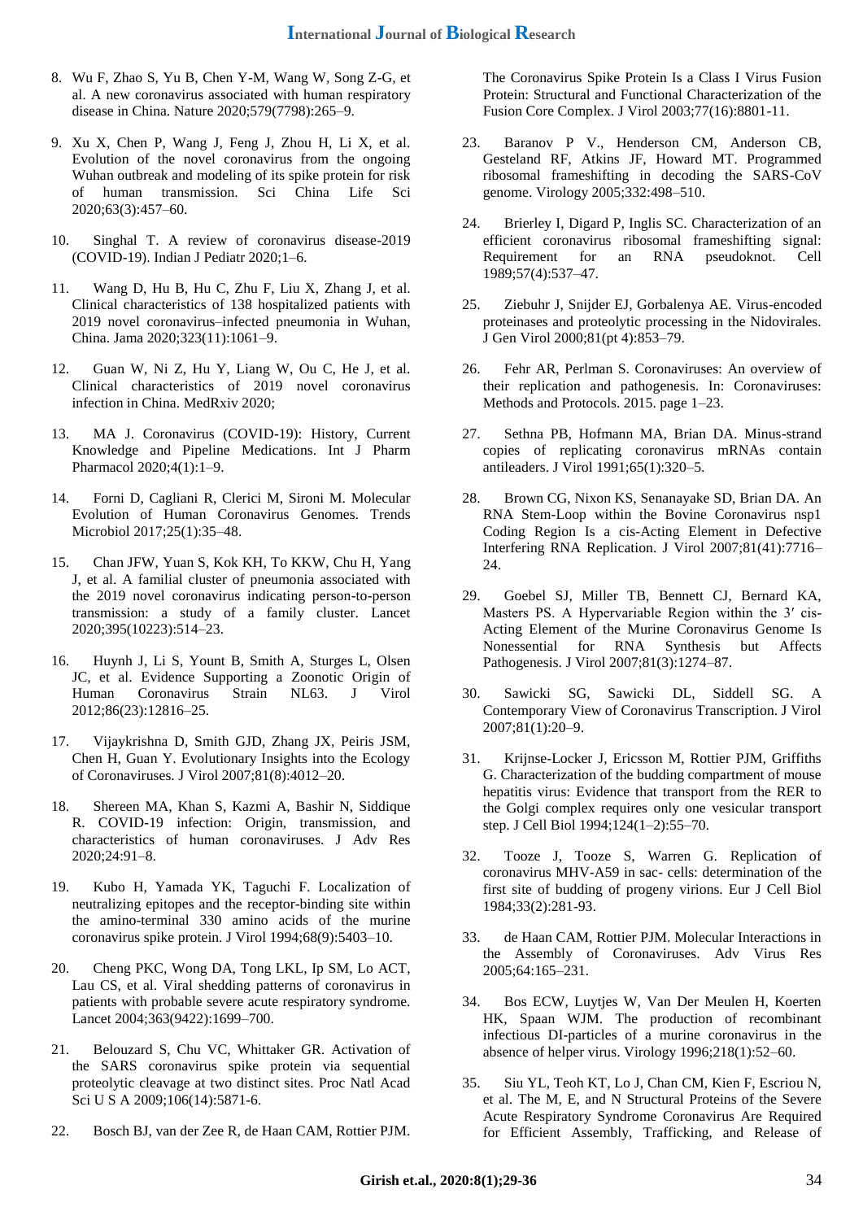8. Wu F, Zhao S, Yu B, Chen Y-M, Wang W, Song Z-G, et al. A new coronavirus associated with human respiratory disease in China. Nature 2020;579(7798):265–9.

9. Xu X, Chen P, Wang J, Feng J, Zhou H, Li X, et al. Evolution of the novel coronavirus from the ongoing Wuhan outbreak and modeling of its spike protein for risk of human transmission. Sci China Life Sci 2020;63(3):457–60.

10. Singhal T. A review of coronavirus disease-2019 (COVID-19). Indian J Pediatr 2020;1–6.

11. Wang D, Hu B, Hu C, Zhu F, Liu X, Zhang J, et al. Clinical characteristics of 138 hospitalized patients with 2019 novel coronavirus–infected pneumonia in Wuhan, China. Jama 2020;323(11):1061–9.

12. Guan W, Ni Z, Hu Y, Liang W, Ou C, He J, et al. Clinical characteristics of 2019 novel coronavirus infection in China. MedRxiv 2020;

13. MA J. Coronavirus (COVID-19): History, Current Knowledge and Pipeline Medications. Int J Pharm Pharmacol 2020;4(1):1–9.

14. Forni D, Cagliani R, Clerici M, Sironi M. Molecular Evolution of Human Coronavirus Genomes. Trends Microbiol 2017;25(1):35–48.

15. Chan JFW, Yuan S, Kok KH, To KKW, Chu H, Yang J, et al. A familial cluster of pneumonia associated with the 2019 novel coronavirus indicating person-to-person transmission: a study of a family cluster. Lancet 2020;395(10223):514–23.

16. Huynh J, Li S, Yount B, Smith A, Sturges L, Olsen JC, et al. Evidence Supporting a Zoonotic Origin of Human Coronavirus Strain NL63. J Virol 2012;86(23):12816–25.

17. Vijaykrishna D, Smith GJD, Zhang JX, Peiris JSM, Chen H, Guan Y. Evolutionary Insights into the Ecology of Coronaviruses. J Virol 2007;81(8):4012–20.

18. Shereen MA, Khan S, Kazmi A, Bashir N, Siddique R. COVID-19 infection: Origin, transmission, and characteristics of human coronaviruses. J Adv Res 2020;24:91–8.

19. Kubo H, Yamada YK, Taguchi F. Localization of neutralizing epitopes and the receptor-binding site within the amino-terminal 330 amino acids of the murine coronavirus spike protein. J Virol 1994;68(9):5403–10.

20. Cheng PKC, Wong DA, Tong LKL, Ip SM, Lo ACT, Lau CS, et al. Viral shedding patterns of coronavirus in patients with probable severe acute respiratory syndrome. Lancet 2004;363(9422):1699–700.

21. Belouzard S, Chu VC, Whittaker GR. Activation of the SARS coronavirus spike protein via sequential proteolytic cleavage at two distinct sites. Proc Natl Acad Sci U S A 2009;106(14):5871-6.

22. Bosch BJ, van der Zee R, de Haan CAM, Rottier PJM. The Coronavirus Spike Protein Is a Class I Virus Fusion Protein: Structural and Functional Characterization of the Fusion Core Complex. J Virol 2003;77(16):8801-11.

23. Baranov P V., Henderson CM, Anderson CB, Gesteland RF, Atkins JF, Howard MT. Programmed ribosomal frameshifting in decoding the SARS-CoV genome. Virology 2005;332:498–510.

24. Brierley I, Digard P, Inglis SC. Characterization of an efficient coronavirus ribosomal frameshifting signal: Requirement for an RNA pseudoknot. Cell 1989;57(4):537–47.

25. Ziebuhr J, Snijder EJ, Gorbalenya AE. Virus-encoded proteinases and proteolytic processing in the Nidovirales. J Gen Virol 2000;81(pt 4):853–79.

26. Fehr AR, Perlman S. Coronaviruses: An overview of their replication and pathogenesis. In: Coronaviruses: Methods and Protocols. 2015. page 1–23.

27. Sethna PB, Hofmann MA, Brian DA. Minus-strand copies of replicating coronavirus mRNAs contain antileaders. J Virol 1991;65(1):320–5.

28. Brown CG, Nixon KS, Senanayake SD, Brian DA. An RNA Stem-Loop within the Bovine Coronavirus nsp1 Coding Region Is a cis-Acting Element in Defective Interfering RNA Replication. J Virol 2007;81(41):7716–24.

29. Goebel SJ, Miller TB, Bennett CJ, Bernard KA, Masters PS. A Hypervariable Region within the 3′ cis-Acting Element of the Murine Coronavirus Genome Is Nonessential for RNA Synthesis but Affects Pathogenesis. J Virol 2007;81(3):1274–87.

30. Sawicki SG, Sawicki DL, Siddell SG. A Contemporary View of Coronavirus Transcription. J Virol 2007;81(1):20–9.

31. Krijnse-Locker J, Ericsson M, Rottier PJM, Griffiths G. Characterization of the budding compartment of mouse hepatitis virus: Evidence that transport from the RER to the Golgi complex requires only one vesicular transport step. J Cell Biol 1994;124(1–2):55–70.

32. Tooze J, Tooze S, Warren G. Replication of coronavirus MHV-A59 in sac- cells: determination of the first site of budding of progeny virions. Eur J Cell Biol 1984;33(2):281-93.

33. de Haan CAM, Rottier PJM. Molecular Interactions in the Assembly of Coronaviruses. Adv Virus Res 2005;64:165–231.

34. Bos ECW, Luytjes W, Van Der Meulen H, Koerten HK, Spaan WJM. The production of recombinant infectious DI-particles of a murine coronavirus in the absence of helper virus. Virology 1996;218(1):52–60.

35. Siu YL, Teoh KT, Lo J, Chan CM, Kien F, Escriou N, et al. The M, E, and N Structural Proteins of the Severe Acute Respiratory Syndrome Coronavirus Are Required for Efficient Assembly, Trafficking, and Release of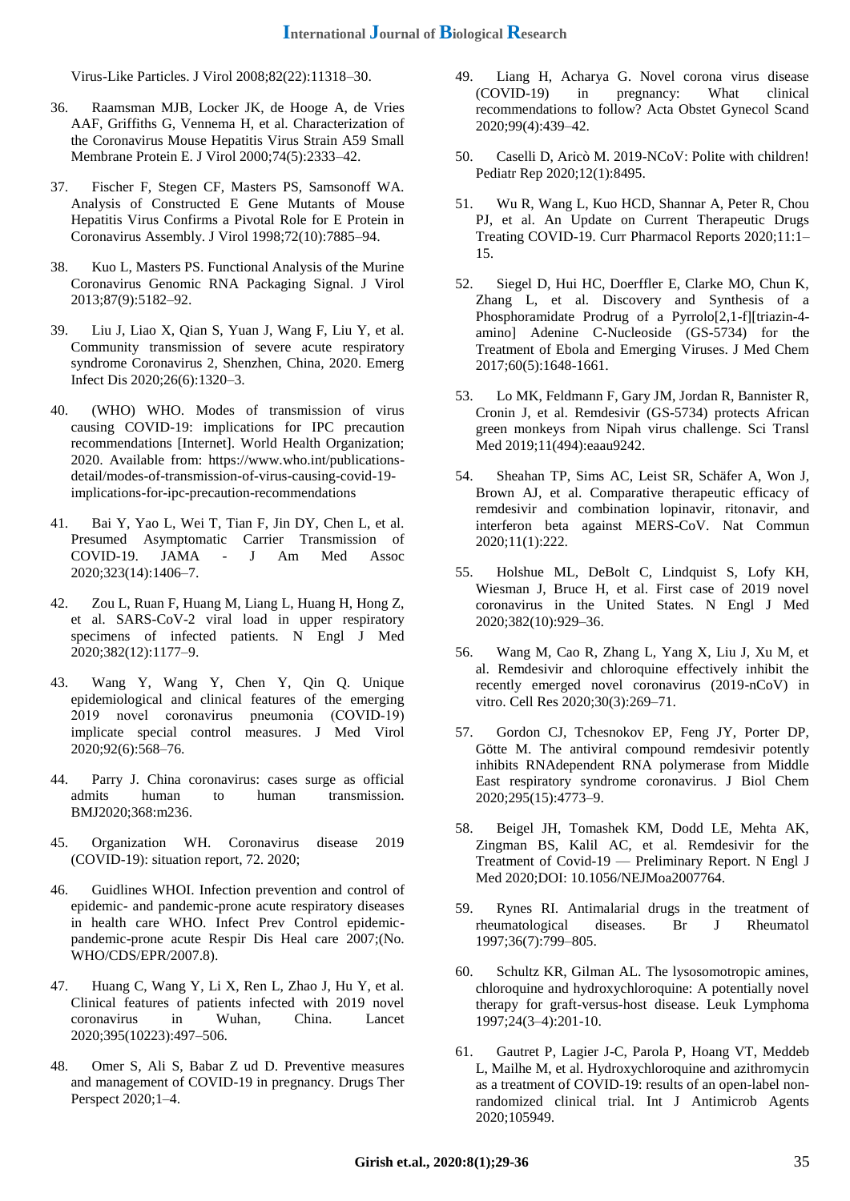Virus-Like Particles. J Virol 2008;82(22):11318–30.

36. Raamsman MJB, Locker JK, de Hooge A, de Vries AAF, Griffiths G, Vennema H, et al. Characterization of the Coronavirus Mouse Hepatitis Virus Strain A59 Small Membrane Protein E. J Virol 2000;74(5):2333–42.

37. Fischer F, Stegen CF, Masters PS, Samsonoff WA. Analysis of Constructed E Gene Mutants of Mouse Hepatitis Virus Confirms a Pivotal Role for E Protein in Coronavirus Assembly. J Virol 1998;72(10):7885–94.

38. Kuo L, Masters PS. Functional Analysis of the Murine Coronavirus Genomic RNA Packaging Signal. J Virol 2013;87(9):5182–92.

39. Liu J, Liao X, Qian S, Yuan J, Wang F, Liu Y, et al. Community transmission of severe acute respiratory syndrome Coronavirus 2, Shenzhen, China, 2020. Emerg Infect Dis 2020;26(6):1320–3.

40. (WHO) WHO. Modes of transmission of virus causing COVID-19: implications for IPC precaution recommendations [Internet]. World Health Organization; 2020. Available from: https://www.who.int/publications-detail/modes-of-transmission-of-virus-causing-covid-19-implications-for-ipc-precaution-recommendations

41. Bai Y, Yao L, Wei T, Tian F, Jin DY, Chen L, et al. Presumed Asymptomatic Carrier Transmission of COVID-19. JAMA - J Am Med Assoc 2020;323(14):1406–7.

42. Zou L, Ruan F, Huang M, Liang L, Huang H, Hong Z, et al. SARS-CoV-2 viral load in upper respiratory specimens of infected patients. N Engl J Med 2020;382(12):1177–9.

43. Wang Y, Wang Y, Chen Y, Qin Q. Unique epidemiological and clinical features of the emerging 2019 novel coronavirus pneumonia (COVID-19) implicate special control measures. J Med Virol 2020;92(6):568–76.

44. Parry J. China coronavirus: cases surge as official admits human to human transmission. BMJ2020;368:m236.

45. Organization WH. Coronavirus disease 2019 (COVID-19): situation report, 72. 2020;

46. Guidlines WHOI. Infection prevention and control of epidemic- and pandemic-prone acute respiratory diseases in health care WHO. Infect Prev Control epidemic-pandemic-prone acute Respir Dis Heal care 2007;(No. WHO/CDS/EPR/2007.8).

47. Huang C, Wang Y, Li X, Ren L, Zhao J, Hu Y, et al. Clinical features of patients infected with 2019 novel coronavirus in Wuhan, China. Lancet 2020;395(10223):497–506.

48. Omer S, Ali S, Babar Z ud D. Preventive measures and management of COVID-19 in pregnancy. Drugs Ther Perspect 2020;1–4.

49. Liang H, Acharya G. Novel corona virus disease (COVID-19) in pregnancy: What clinical recommendations to follow? Acta Obstet Gynecol Scand 2020;99(4):439–42.

50. Caselli D, Aricò M. 2019-NCoV: Polite with children! Pediatr Rep 2020;12(1):8495.

51. Wu R, Wang L, Kuo HCD, Shannar A, Peter R, Chou PJ, et al. An Update on Current Therapeutic Drugs Treating COVID-19. Curr Pharmacol Reports 2020;11:1–15.

52. Siegel D, Hui HC, Doerffler E, Clarke MO, Chun K, Zhang L, et al. Discovery and Synthesis of a Phosphoramidate Prodrug of a Pyrrolo[2,1-f][triazin-4-amino] Adenine C-Nucleoside (GS-5734) for the Treatment of Ebola and Emerging Viruses. J Med Chem 2017;60(5):1648-1661.

53. Lo MK, Feldmann F, Gary JM, Jordan R, Bannister R, Cronin J, et al. Remdesivir (GS-5734) protects African green monkeys from Nipah virus challenge. Sci Transl Med 2019;11(494):eaau9242.

54. Sheahan TP, Sims AC, Leist SR, Schäfer A, Won J, Brown AJ, et al. Comparative therapeutic efficacy of remdesivir and combination lopinavir, ritonavir, and interferon beta against MERS-CoV. Nat Commun 2020;11(1):222.

55. Holshue ML, DeBolt C, Lindquist S, Lofy KH, Wiesman J, Bruce H, et al. First case of 2019 novel coronavirus in the United States. N Engl J Med 2020;382(10):929–36.

56. Wang M, Cao R, Zhang L, Yang X, Liu J, Xu M, et al. Remdesivir and chloroquine effectively inhibit the recently emerged novel coronavirus (2019-nCoV) in vitro. Cell Res 2020;30(3):269–71.

57. Gordon CJ, Tchesnokov EP, Feng JY, Porter DP, Götte M. The antiviral compound remdesivir potently inhibits RNAdependent RNA polymerase from Middle East respiratory syndrome coronavirus. J Biol Chem 2020;295(15):4773–9.

58. Beigel JH, Tomashek KM, Dodd LE, Mehta AK, Zingman BS, Kalil AC, et al. Remdesivir for the Treatment of Covid-19 — Preliminary Report. N Engl J Med 2020;DOI: 10.1056/NEJMoa2007764.

59. Rynes RI. Antimalarial drugs in the treatment of rheumatological diseases. Br J Rheumatol 1997;36(7):799–805.

60. Schultz KR, Gilman AL. The lysosomotropic amines, chloroquine and hydroxychloroquine: A potentially novel therapy for graft-versus-host disease. Leuk Lymphoma 1997;24(3–4):201-10.

61. Gautret P, Lagier J-C, Parola P, Hoang VT, Meddeb L, Mailhe M, et al. Hydroxychloroquine and azithromycin as a treatment of COVID-19: results of an open-label non-randomized clinical trial. Int J Antimicrob Agents 2020;105949.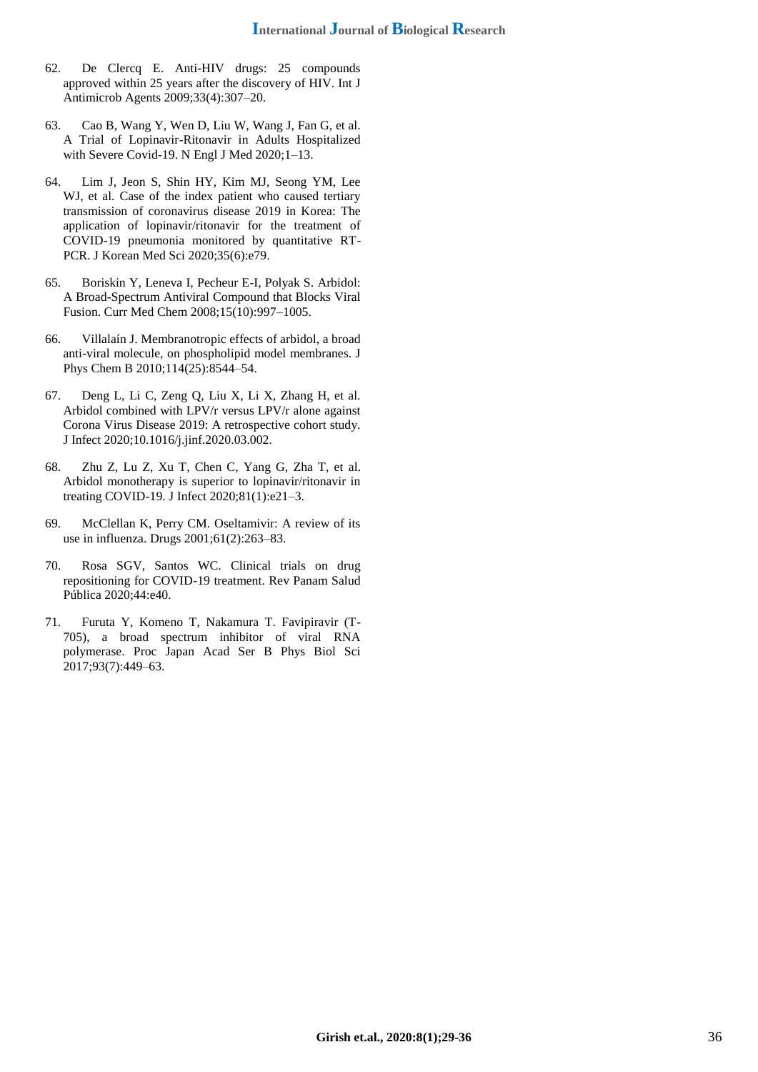62. De Clercq E. Anti-HIV drugs: 25 compounds approved within 25 years after the discovery of HIV. Int J Antimicrob Agents 2009;33(4):307–20.

63. Cao B, Wang Y, Wen D, Liu W, Wang J, Fan G, et al. A Trial of Lopinavir-Ritonavir in Adults Hospitalized with Severe Covid-19. N Engl J Med 2020;1–13.

64. Lim J, Jeon S, Shin HY, Kim MJ, Seong YM, Lee WJ, et al. Case of the index patient who caused tertiary transmission of coronavirus disease 2019 in Korea: The application of lopinavir/ritonavir for the treatment of COVID-19 pneumonia monitored by quantitative RT-PCR. J Korean Med Sci 2020;35(6):e79.

65. Boriskin Y, Leneva I, Pecheur E-I, Polyak S. Arbidol: A Broad-Spectrum Antiviral Compound that Blocks Viral Fusion. Curr Med Chem 2008;15(10):997–1005.

66. Villalaín J. Membranotropic effects of arbidol, a broad anti-viral molecule, on phospholipid model membranes. J Phys Chem B 2010;114(25):8544–54.

67. Deng L, Li C, Zeng Q, Liu X, Li X, Zhang H, et al. Arbidol combined with LPV/r versus LPV/r alone against Corona Virus Disease 2019: A retrospective cohort study. J Infect 2020;10.1016/j.jinf.2020.03.002.

68. Zhu Z, Lu Z, Xu T, Chen C, Yang G, Zha T, et al. Arbidol monotherapy is superior to lopinavir/ritonavir in treating COVID-19. J Infect 2020;81(1):e21–3.

69. McClellan K, Perry CM. Oseltamivir: A review of its use in influenza. Drugs 2001;61(2):263–83.

70. Rosa SGV, Santos WC. Clinical trials on drug repositioning for COVID-19 treatment. Rev Panam Salud Pública 2020;44:e40.

71. Furuta Y, Komeno T, Nakamura T. Favipiravir (T-705), a broad spectrum inhibitor of viral RNA polymerase. Proc Japan Acad Ser B Phys Biol Sci 2017;93(7):449–63.